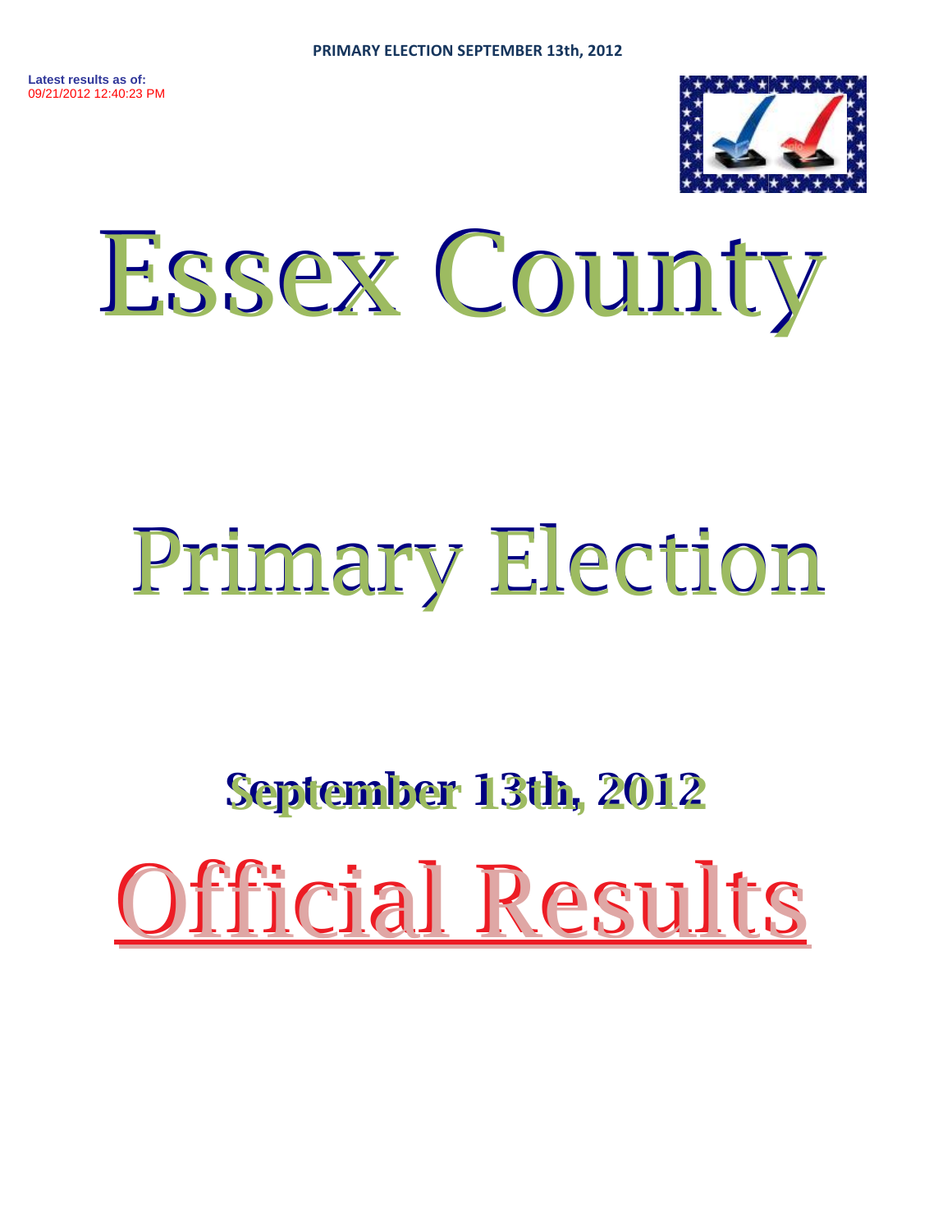**Latest results as of:**
09/21/2012 12:40:23 PM

# Essex County

# Primary Election

## September 13th, 2012

# Official Results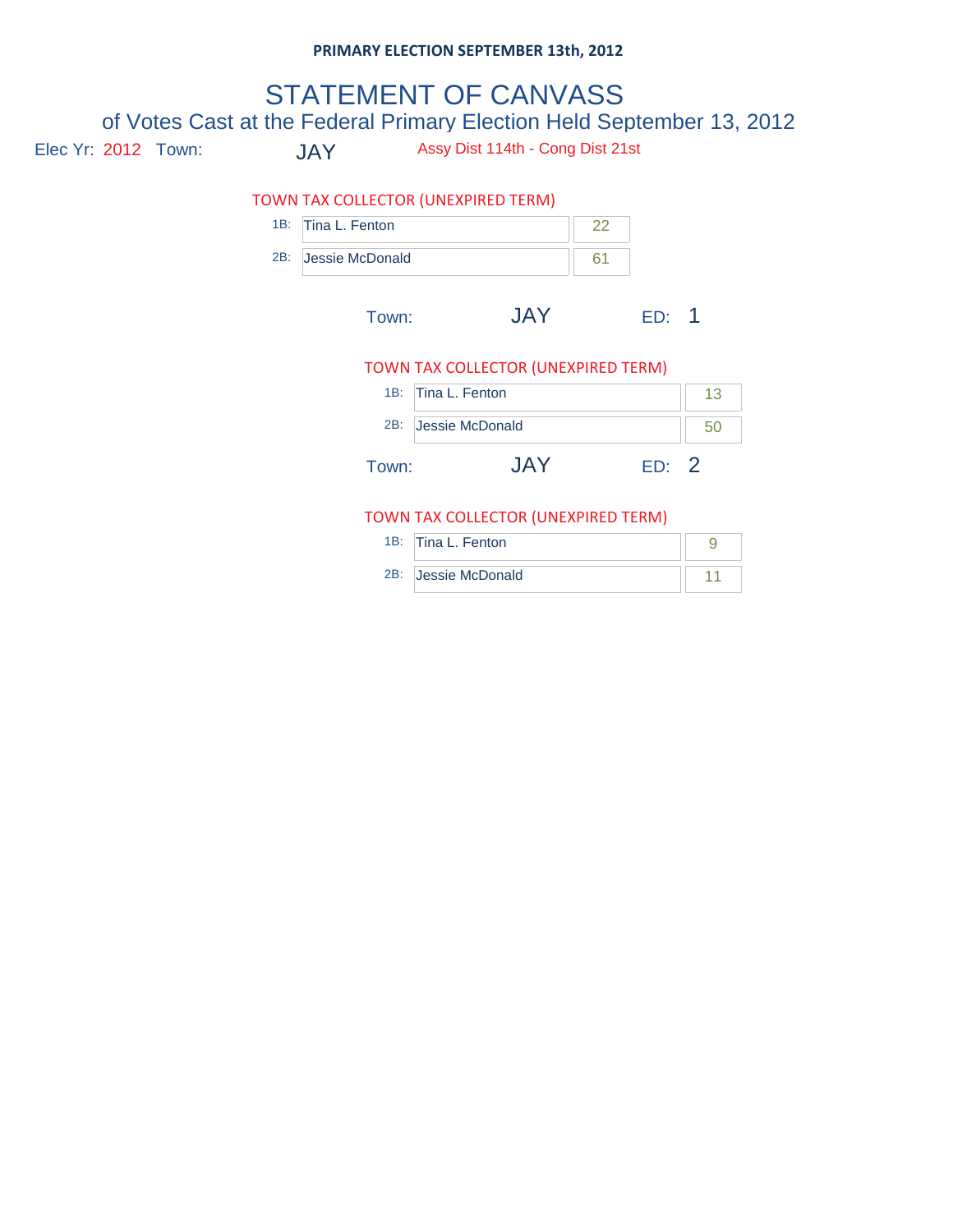**PRIMARY ELECTION SEPTEMBER 13th, 2012**

# STATEMENT OF CANVASS

## of Votes Cast at the Federal Primary Election Held September 13, 2012

Elec Yr: 2012 Town: JAY Assy Dist 114th - Cong Dist 21st

### TOWN TAX COLLECTOR (UNEXPIRED TERM)

| | Candidate | Votes |
|---|---|---|
| 1B: | Tina L. Fenton | 22 |
| 2B: | Jessie McDonald | 61 |

Town: JAY ED: 1

### TOWN TAX COLLECTOR (UNEXPIRED TERM)

| | Candidate | Votes |
|---|---|---|
| 1B: | Tina L. Fenton | 13 |
| 2B: | Jessie McDonald | 50 |

Town: JAY ED: 2

### TOWN TAX COLLECTOR (UNEXPIRED TERM)

| | Candidate | Votes |
|---|---|---|
| 1B: | Tina L. Fenton | 9 |
| 2B: | Jessie McDonald | 11 |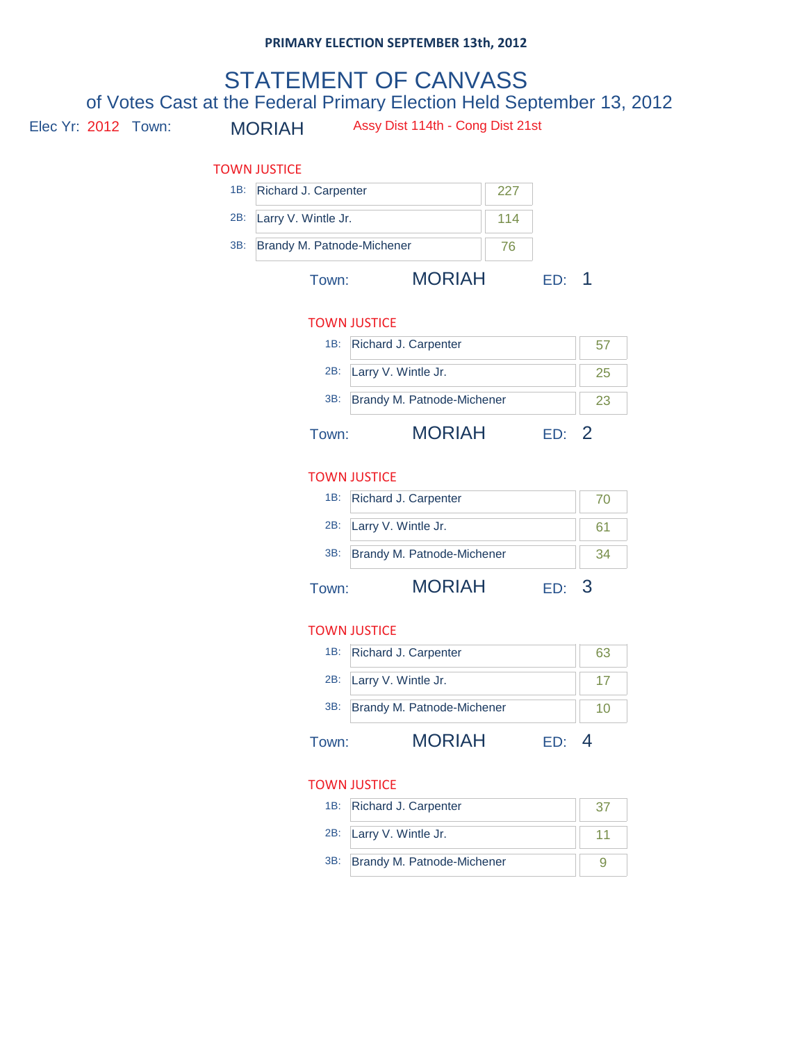**PRIMARY ELECTION SEPTEMBER 13th, 2012**

# STATEMENT OF CANVASS

## of Votes Cast at the Federal Primary Election Held September 13, 2012

Elec Yr: 2012 Town: MORIAH Assy Dist 114th - Cong Dist 21st

### TOWN JUSTICE

| | | |
|---|---|---|
| 1B: | Richard J. Carpenter | 227 |
| 2B: | Larry V. Wintle Jr. | 114 |
| 3B: | Brandy M. Patnode-Michener | 76 |

Town: MORIAH ED: 1

### TOWN JUSTICE

| | | |
|---|---|---|
| 1B: | Richard J. Carpenter | 57 |
| 2B: | Larry V. Wintle Jr. | 25 |
| 3B: | Brandy M. Patnode-Michener | 23 |

Town: MORIAH ED: 2

### TOWN JUSTICE

| | | |
|---|---|---|
| 1B: | Richard J. Carpenter | 70 |
| 2B: | Larry V. Wintle Jr. | 61 |
| 3B: | Brandy M. Patnode-Michener | 34 |

Town: MORIAH ED: 3

### TOWN JUSTICE

| | | |
|---|---|---|
| 1B: | Richard J. Carpenter | 63 |
| 2B: | Larry V. Wintle Jr. | 17 |
| 3B: | Brandy M. Patnode-Michener | 10 |

Town: MORIAH ED: 4

### TOWN JUSTICE

| | | |
|---|---|---|
| 1B: | Richard J. Carpenter | 37 |
| 2B: | Larry V. Wintle Jr. | 11 |
| 3B: | Brandy M. Patnode-Michener | 9 |